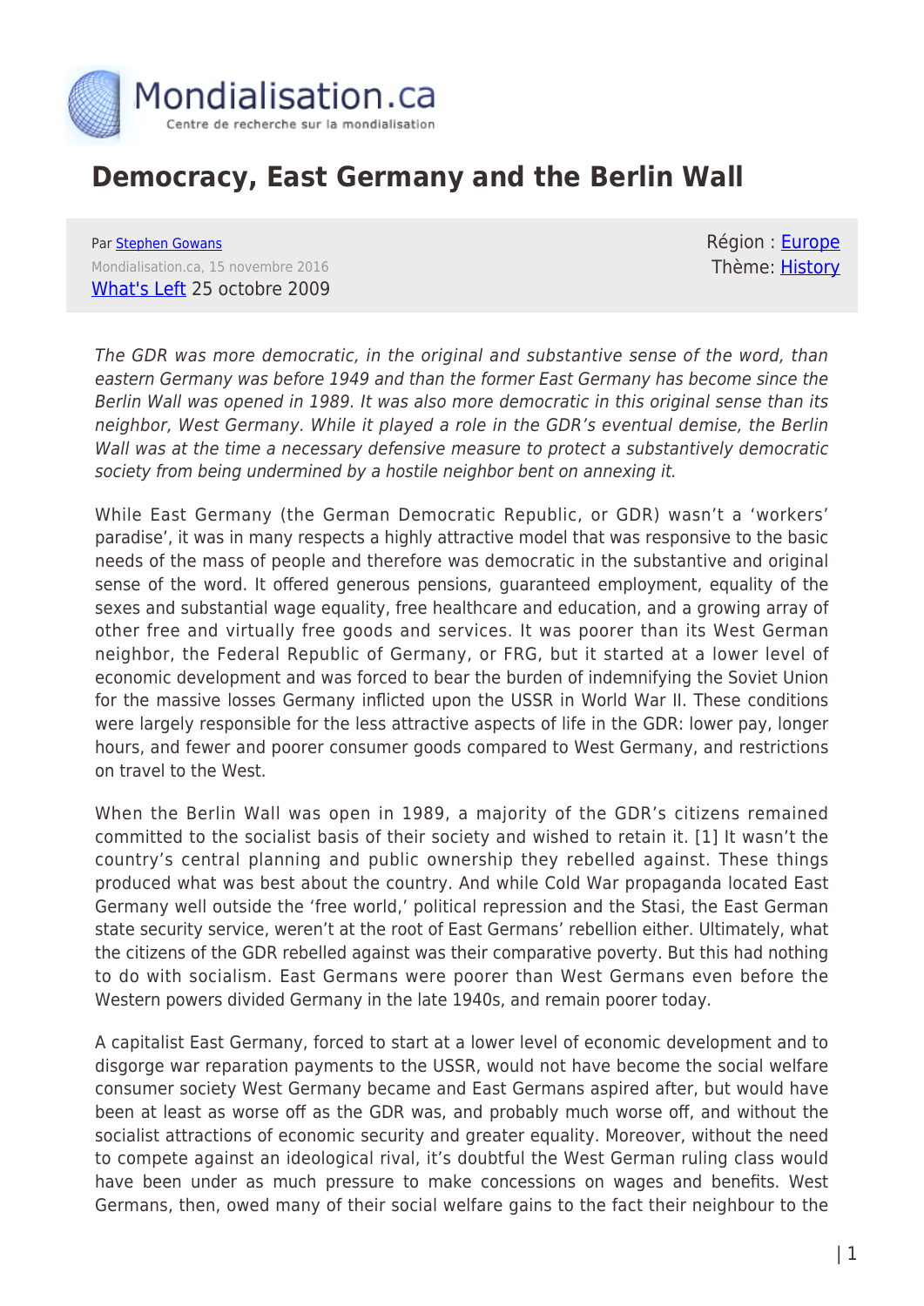# Democracy, East Germany and the Berlin Wall

Par Stephen Gowans

Mondialisation.ca, 15 novembre 2016

What's Left 25 octobre 2009

Région : Europe
Thème: History

*The GDR was more democratic, in the original and substantive sense of the word, than eastern Germany was before 1949 and than the former East Germany has become since the Berlin Wall was opened in 1989. It was also more democratic in this original sense than its neighbor, West Germany. While it played a role in the GDR's eventual demise, the Berlin Wall was at the time a necessary defensive measure to protect a substantively democratic society from being undermined by a hostile neighbor bent on annexing it.*

While East Germany (the German Democratic Republic, or GDR) wasn't a 'workers' paradise', it was in many respects a highly attractive model that was responsive to the basic needs of the mass of people and therefore was democratic in the substantive and original sense of the word. It offered generous pensions, guaranteed employment, equality of the sexes and substantial wage equality, free healthcare and education, and a growing array of other free and virtually free goods and services. It was poorer than its West German neighbor, the Federal Republic of Germany, or FRG, but it started at a lower level of economic development and was forced to bear the burden of indemnifying the Soviet Union for the massive losses Germany inflicted upon the USSR in World War II. These conditions were largely responsible for the less attractive aspects of life in the GDR: lower pay, longer hours, and fewer and poorer consumer goods compared to West Germany, and restrictions on travel to the West.

When the Berlin Wall was open in 1989, a majority of the GDR's citizens remained committed to the socialist basis of their society and wished to retain it. [1] It wasn't the country's central planning and public ownership they rebelled against. These things produced what was best about the country. And while Cold War propaganda located East Germany well outside the 'free world,' political repression and the Stasi, the East German state security service, weren't at the root of East Germans' rebellion either. Ultimately, what the citizens of the GDR rebelled against was their comparative poverty. But this had nothing to do with socialism. East Germans were poorer than West Germans even before the Western powers divided Germany in the late 1940s, and remain poorer today.

A capitalist East Germany, forced to start at a lower level of economic development and to disgorge war reparation payments to the USSR, would not have become the social welfare consumer society West Germany became and East Germans aspired after, but would have been at least as worse off as the GDR was, and probably much worse off, and without the socialist attractions of economic security and greater equality. Moreover, without the need to compete against an ideological rival, it's doubtful the West German ruling class would have been under as much pressure to make concessions on wages and benefits. West Germans, then, owed many of their social welfare gains to the fact their neighbour to the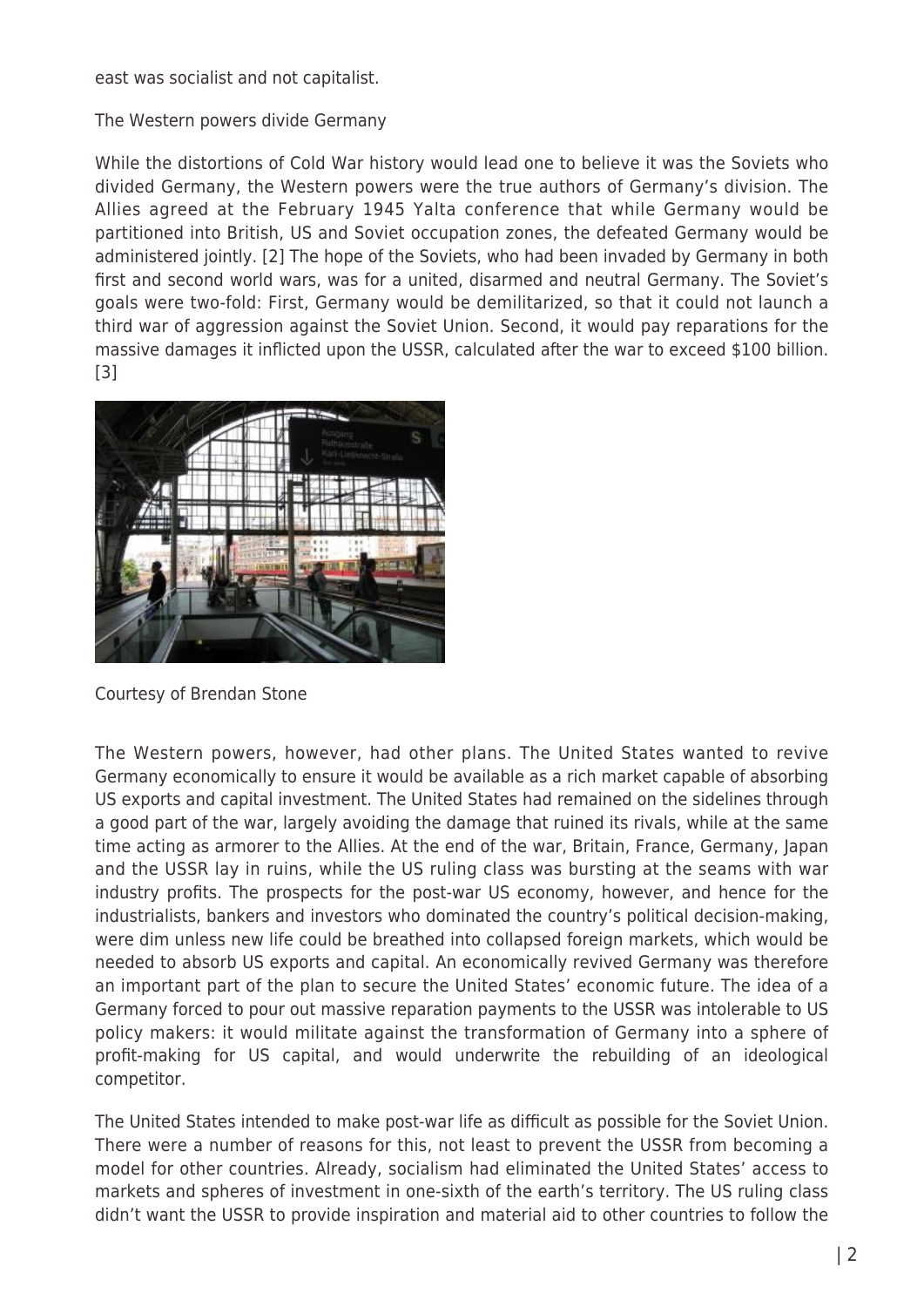east was socialist and not capitalist.

## The Western powers divide Germany

While the distortions of Cold War history would lead one to believe it was the Soviets who divided Germany, the Western powers were the true authors of Germany's division. The Allies agreed at the February 1945 Yalta conference that while Germany would be partitioned into British, US and Soviet occupation zones, the defeated Germany would be administered jointly. [2] The hope of the Soviets, who had been invaded by Germany in both first and second world wars, was for a united, disarmed and neutral Germany. The Soviet's goals were two-fold: First, Germany would be demilitarized, so that it could not launch a third war of aggression against the Soviet Union. Second, it would pay reparations for the massive damages it inflicted upon the USSR, calculated after the war to exceed $100 billion. [3]

Courtesy of Brendan Stone

The Western powers, however, had other plans. The United States wanted to revive Germany economically to ensure it would be available as a rich market capable of absorbing US exports and capital investment. The United States had remained on the sidelines through a good part of the war, largely avoiding the damage that ruined its rivals, while at the same time acting as armorer to the Allies. At the end of the war, Britain, France, Germany, Japan and the USSR lay in ruins, while the US ruling class was bursting at the seams with war industry profits. The prospects for the post-war US economy, however, and hence for the industrialists, bankers and investors who dominated the country's political decision-making, were dim unless new life could be breathed into collapsed foreign markets, which would be needed to absorb US exports and capital. An economically revived Germany was therefore an important part of the plan to secure the United States' economic future. The idea of a Germany forced to pour out massive reparation payments to the USSR was intolerable to US policy makers: it would militate against the transformation of Germany into a sphere of profit-making for US capital, and would underwrite the rebuilding of an ideological competitor.

The United States intended to make post-war life as difficult as possible for the Soviet Union. There were a number of reasons for this, not least to prevent the USSR from becoming a model for other countries. Already, socialism had eliminated the United States' access to markets and spheres of investment in one-sixth of the earth's territory. The US ruling class didn't want the USSR to provide inspiration and material aid to other countries to follow the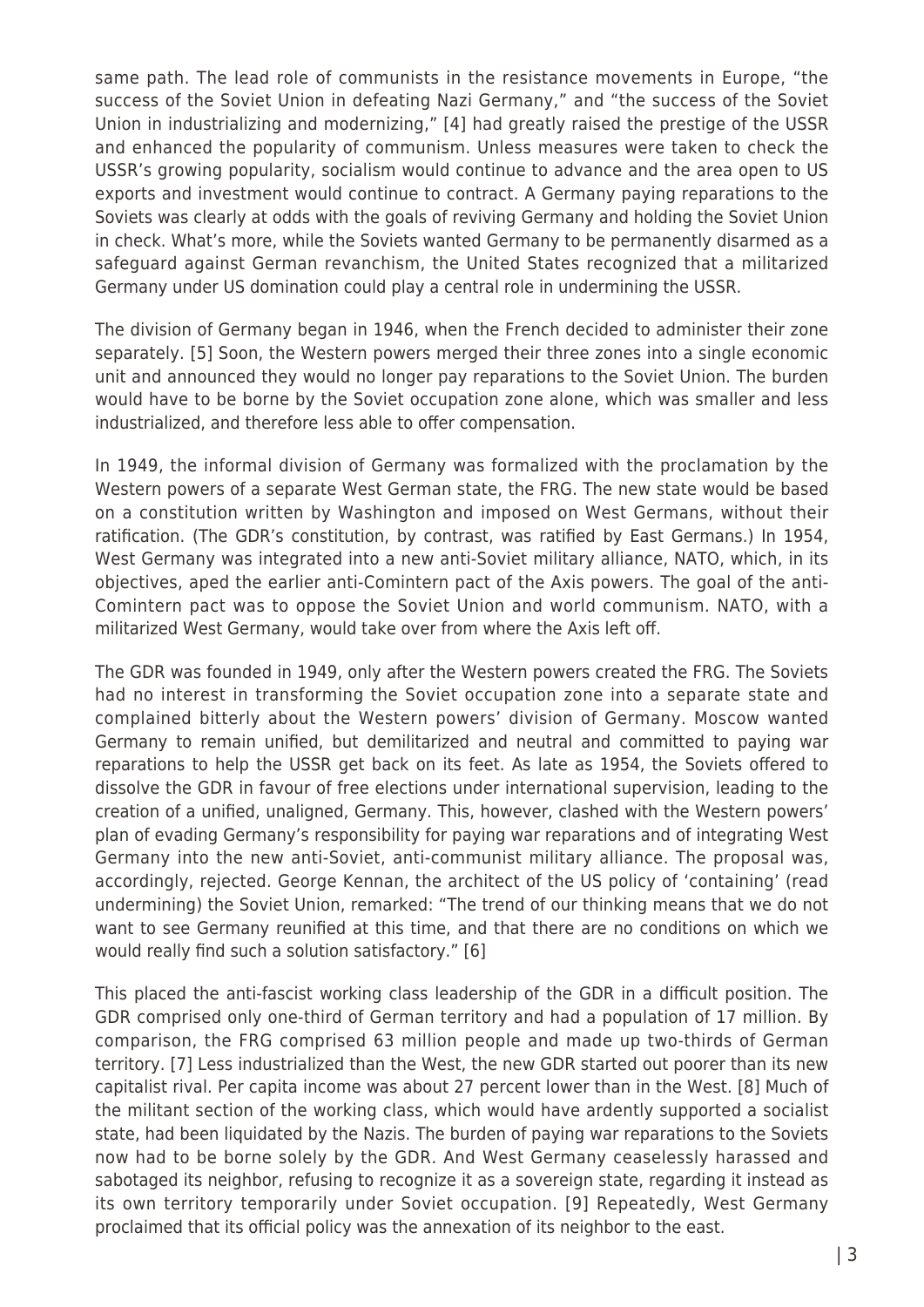same path. The lead role of communists in the resistance movements in Europe, "the success of the Soviet Union in defeating Nazi Germany," and "the success of the Soviet Union in industrializing and modernizing," [4] had greatly raised the prestige of the USSR and enhanced the popularity of communism. Unless measures were taken to check the USSR's growing popularity, socialism would continue to advance and the area open to US exports and investment would continue to contract. A Germany paying reparations to the Soviets was clearly at odds with the goals of reviving Germany and holding the Soviet Union in check. What's more, while the Soviets wanted Germany to be permanently disarmed as a safeguard against German revanchism, the United States recognized that a militarized Germany under US domination could play a central role in undermining the USSR.

The division of Germany began in 1946, when the French decided to administer their zone separately. [5] Soon, the Western powers merged their three zones into a single economic unit and announced they would no longer pay reparations to the Soviet Union. The burden would have to be borne by the Soviet occupation zone alone, which was smaller and less industrialized, and therefore less able to offer compensation.

In 1949, the informal division of Germany was formalized with the proclamation by the Western powers of a separate West German state, the FRG. The new state would be based on a constitution written by Washington and imposed on West Germans, without their ratification. (The GDR's constitution, by contrast, was ratified by East Germans.) In 1954, West Germany was integrated into a new anti-Soviet military alliance, NATO, which, in its objectives, aped the earlier anti-Comintern pact of the Axis powers. The goal of the anti-Comintern pact was to oppose the Soviet Union and world communism. NATO, with a militarized West Germany, would take over from where the Axis left off.

The GDR was founded in 1949, only after the Western powers created the FRG. The Soviets had no interest in transforming the Soviet occupation zone into a separate state and complained bitterly about the Western powers' division of Germany. Moscow wanted Germany to remain unified, but demilitarized and neutral and committed to paying war reparations to help the USSR get back on its feet. As late as 1954, the Soviets offered to dissolve the GDR in favour of free elections under international supervision, leading to the creation of a unified, unaligned, Germany. This, however, clashed with the Western powers' plan of evading Germany's responsibility for paying war reparations and of integrating West Germany into the new anti-Soviet, anti-communist military alliance. The proposal was, accordingly, rejected. George Kennan, the architect of the US policy of 'containing' (read undermining) the Soviet Union, remarked: "The trend of our thinking means that we do not want to see Germany reunified at this time, and that there are no conditions on which we would really find such a solution satisfactory." [6]

This placed the anti-fascist working class leadership of the GDR in a difficult position. The GDR comprised only one-third of German territory and had a population of 17 million. By comparison, the FRG comprised 63 million people and made up two-thirds of German territory. [7] Less industrialized than the West, the new GDR started out poorer than its new capitalist rival. Per capita income was about 27 percent lower than in the West. [8] Much of the militant section of the working class, which would have ardently supported a socialist state, had been liquidated by the Nazis. The burden of paying war reparations to the Soviets now had to be borne solely by the GDR. And West Germany ceaselessly harassed and sabotaged its neighbor, refusing to recognize it as a sovereign state, regarding it instead as its own territory temporarily under Soviet occupation. [9] Repeatedly, West Germany proclaimed that its official policy was the annexation of its neighbor to the east.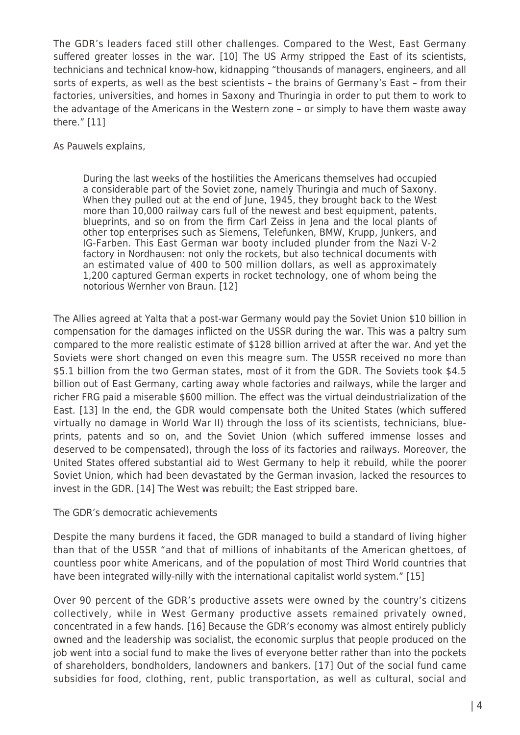The GDR's leaders faced still other challenges. Compared to the West, East Germany suffered greater losses in the war. [10] The US Army stripped the East of its scientists, technicians and technical know-how, kidnapping "thousands of managers, engineers, and all sorts of experts, as well as the best scientists – the brains of Germany's East – from their factories, universities, and homes in Saxony and Thuringia in order to put them to work to the advantage of the Americans in the Western zone – or simply to have them waste away there." [11]

As Pauwels explains,

> During the last weeks of the hostilities the Americans themselves had occupied a considerable part of the Soviet zone, namely Thuringia and much of Saxony. When they pulled out at the end of June, 1945, they brought back to the West more than 10,000 railway cars full of the newest and best equipment, patents, blueprints, and so on from the firm Carl Zeiss in Jena and the local plants of other top enterprises such as Siemens, Telefunken, BMW, Krupp, Junkers, and IG-Farben. This East German war booty included plunder from the Nazi V-2 factory in Nordhausen: not only the rockets, but also technical documents with an estimated value of 400 to 500 million dollars, as well as approximately 1,200 captured German experts in rocket technology, one of whom being the notorious Wernher von Braun. [12]

The Allies agreed at Yalta that a post-war Germany would pay the Soviet Union $10 billion in compensation for the damages inflicted on the USSR during the war. This was a paltry sum compared to the more realistic estimate of $128 billion arrived at after the war. And yet the Soviets were short changed on even this meagre sum. The USSR received no more than $5.1 billion from the two German states, most of it from the GDR. The Soviets took $4.5 billion out of East Germany, carting away whole factories and railways, while the larger and richer FRG paid a miserable $600 million. The effect was the virtual deindustrialization of the East. [13] In the end, the GDR would compensate both the United States (which suffered virtually no damage in World War II) through the loss of its scientists, technicians, blue-prints, patents and so on, and the Soviet Union (which suffered immense losses and deserved to be compensated), through the loss of its factories and railways. Moreover, the United States offered substantial aid to West Germany to help it rebuild, while the poorer Soviet Union, which had been devastated by the German invasion, lacked the resources to invest in the GDR. [14] The West was rebuilt; the East stripped bare.

## The GDR's democratic achievements

Despite the many burdens it faced, the GDR managed to build a standard of living higher than that of the USSR "and that of millions of inhabitants of the American ghettoes, of countless poor white Americans, and of the population of most Third World countries that have been integrated willy-nilly with the international capitalist world system." [15]

Over 90 percent of the GDR's productive assets were owned by the country's citizens collectively, while in West Germany productive assets remained privately owned, concentrated in a few hands. [16] Because the GDR's economy was almost entirely publicly owned and the leadership was socialist, the economic surplus that people produced on the job went into a social fund to make the lives of everyone better rather than into the pockets of shareholders, bondholders, landowners and bankers. [17] Out of the social fund came subsidies for food, clothing, rent, public transportation, as well as cultural, social and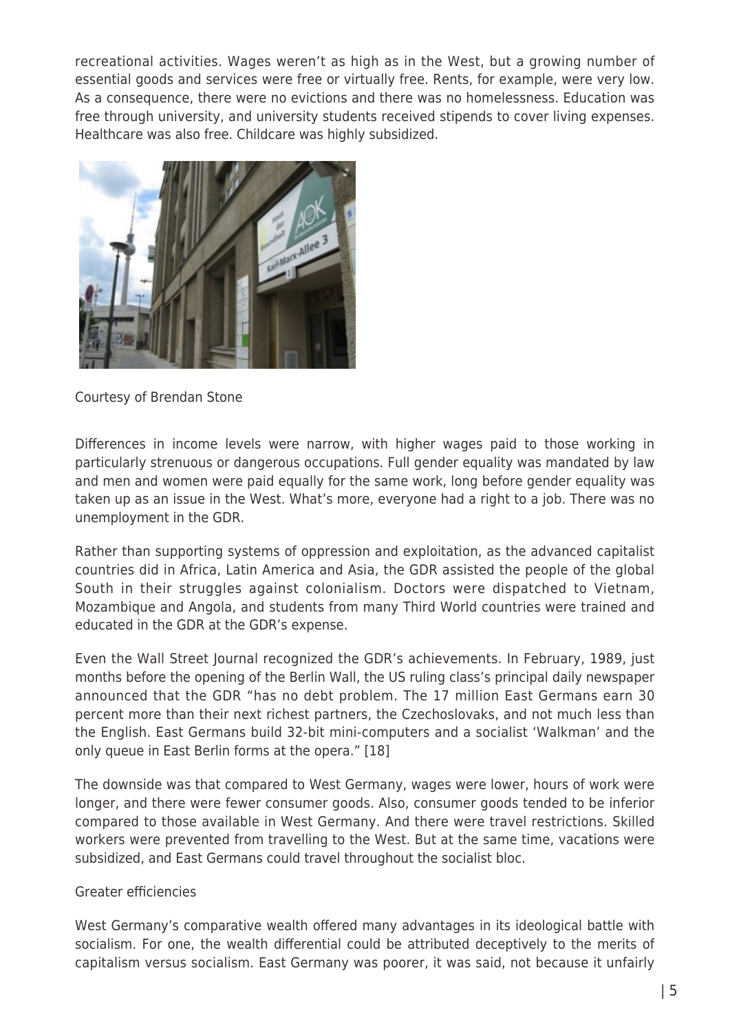recreational activities. Wages weren't as high as in the West, but a growing number of essential goods and services were free or virtually free. Rents, for example, were very low. As a consequence, there were no evictions and there was no homelessness. Education was free through university, and university students received stipends to cover living expenses. Healthcare was also free. Childcare was highly subsidized.

Courtesy of Brendan Stone

Differences in income levels were narrow, with higher wages paid to those working in particularly strenuous or dangerous occupations. Full gender equality was mandated by law and men and women were paid equally for the same work, long before gender equality was taken up as an issue in the West. What's more, everyone had a right to a job. There was no unemployment in the GDR.

Rather than supporting systems of oppression and exploitation, as the advanced capitalist countries did in Africa, Latin America and Asia, the GDR assisted the people of the global South in their struggles against colonialism. Doctors were dispatched to Vietnam, Mozambique and Angola, and students from many Third World countries were trained and educated in the GDR at the GDR's expense.

Even the Wall Street Journal recognized the GDR's achievements. In February, 1989, just months before the opening of the Berlin Wall, the US ruling class's principal daily newspaper announced that the GDR "has no debt problem. The 17 million East Germans earn 30 percent more than their next richest partners, the Czechoslovaks, and not much less than the English. East Germans build 32-bit mini-computers and a socialist 'Walkman' and the only queue in East Berlin forms at the opera." [18]

The downside was that compared to West Germany, wages were lower, hours of work were longer, and there were fewer consumer goods. Also, consumer goods tended to be inferior compared to those available in West Germany. And there were travel restrictions. Skilled workers were prevented from travelling to the West. But at the same time, vacations were subsidized, and East Germans could travel throughout the socialist bloc.

Greater efficiencies

West Germany's comparative wealth offered many advantages in its ideological battle with socialism. For one, the wealth differential could be attributed deceptively to the merits of capitalism versus socialism. East Germany was poorer, it was said, not because it unfairly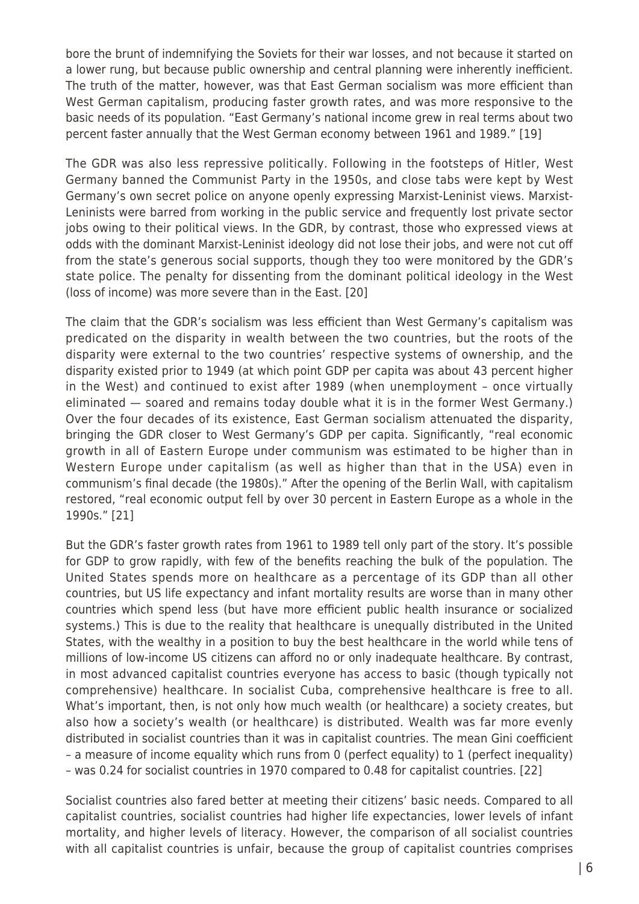bore the brunt of indemnifying the Soviets for their war losses, and not because it started on a lower rung, but because public ownership and central planning were inherently inefficient. The truth of the matter, however, was that East German socialism was more efficient than West German capitalism, producing faster growth rates, and was more responsive to the basic needs of its population. "East Germany's national income grew in real terms about two percent faster annually that the West German economy between 1961 and 1989." [19]

The GDR was also less repressive politically. Following in the footsteps of Hitler, West Germany banned the Communist Party in the 1950s, and close tabs were kept by West Germany's own secret police on anyone openly expressing Marxist-Leninist views. Marxist-Leninists were barred from working in the public service and frequently lost private sector jobs owing to their political views. In the GDR, by contrast, those who expressed views at odds with the dominant Marxist-Leninist ideology did not lose their jobs, and were not cut off from the state's generous social supports, though they too were monitored by the GDR's state police. The penalty for dissenting from the dominant political ideology in the West (loss of income) was more severe than in the East. [20]

The claim that the GDR's socialism was less efficient than West Germany's capitalism was predicated on the disparity in wealth between the two countries, but the roots of the disparity were external to the two countries' respective systems of ownership, and the disparity existed prior to 1949 (at which point GDP per capita was about 43 percent higher in the West) and continued to exist after 1989 (when unemployment – once virtually eliminated — soared and remains today double what it is in the former West Germany.) Over the four decades of its existence, East German socialism attenuated the disparity, bringing the GDR closer to West Germany's GDP per capita. Significantly, "real economic growth in all of Eastern Europe under communism was estimated to be higher than in Western Europe under capitalism (as well as higher than that in the USA) even in communism's final decade (the 1980s)." After the opening of the Berlin Wall, with capitalism restored, "real economic output fell by over 30 percent in Eastern Europe as a whole in the 1990s." [21]

But the GDR's faster growth rates from 1961 to 1989 tell only part of the story. It's possible for GDP to grow rapidly, with few of the benefits reaching the bulk of the population. The United States spends more on healthcare as a percentage of its GDP than all other countries, but US life expectancy and infant mortality results are worse than in many other countries which spend less (but have more efficient public health insurance or socialized systems.) This is due to the reality that healthcare is unequally distributed in the United States, with the wealthy in a position to buy the best healthcare in the world while tens of millions of low-income US citizens can afford no or only inadequate healthcare. By contrast, in most advanced capitalist countries everyone has access to basic (though typically not comprehensive) healthcare. In socialist Cuba, comprehensive healthcare is free to all. What's important, then, is not only how much wealth (or healthcare) a society creates, but also how a society's wealth (or healthcare) is distributed. Wealth was far more evenly distributed in socialist countries than it was in capitalist countries. The mean Gini coefficient – a measure of income equality which runs from 0 (perfect equality) to 1 (perfect inequality) – was 0.24 for socialist countries in 1970 compared to 0.48 for capitalist countries. [22]

Socialist countries also fared better at meeting their citizens' basic needs. Compared to all capitalist countries, socialist countries had higher life expectancies, lower levels of infant mortality, and higher levels of literacy. However, the comparison of all socialist countries with all capitalist countries is unfair, because the group of capitalist countries comprises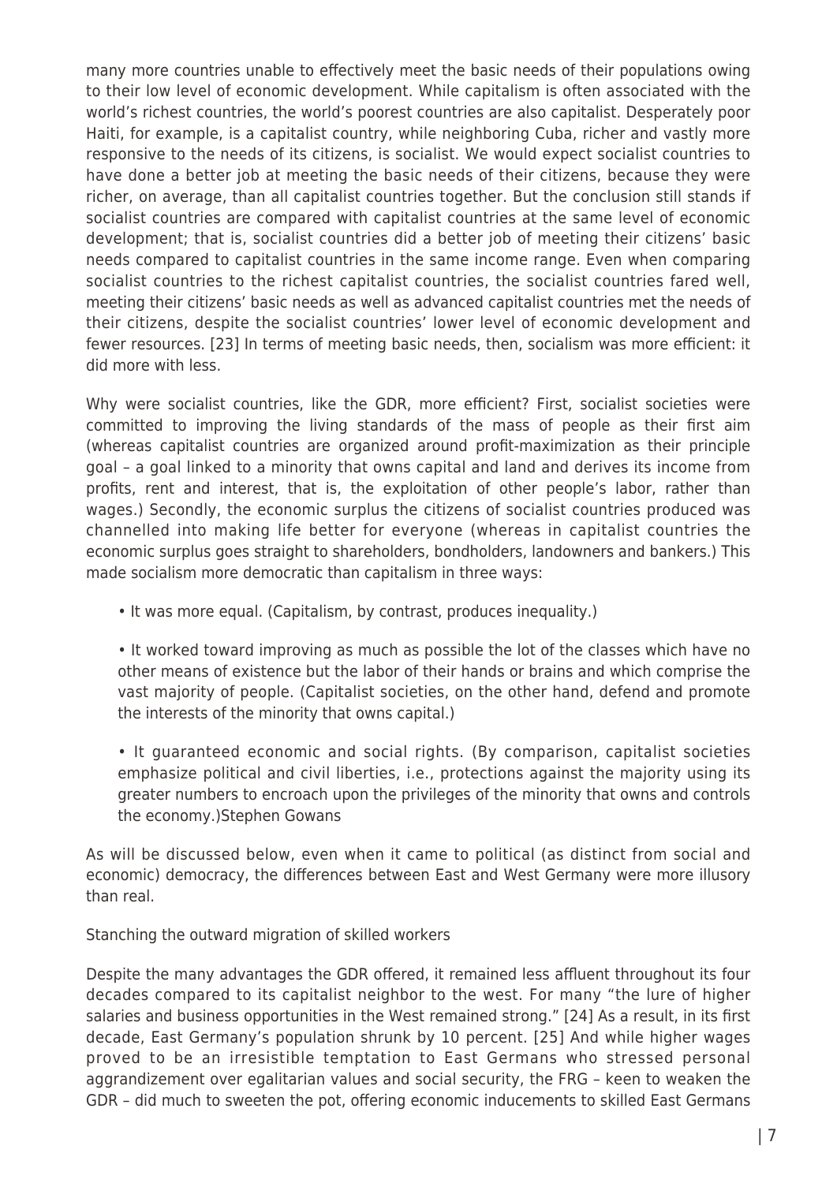many more countries unable to effectively meet the basic needs of their populations owing to their low level of economic development. While capitalism is often associated with the world's richest countries, the world's poorest countries are also capitalist. Desperately poor Haiti, for example, is a capitalist country, while neighboring Cuba, richer and vastly more responsive to the needs of its citizens, is socialist. We would expect socialist countries to have done a better job at meeting the basic needs of their citizens, because they were richer, on average, than all capitalist countries together. But the conclusion still stands if socialist countries are compared with capitalist countries at the same level of economic development; that is, socialist countries did a better job of meeting their citizens' basic needs compared to capitalist countries in the same income range. Even when comparing socialist countries to the richest capitalist countries, the socialist countries fared well, meeting their citizens' basic needs as well as advanced capitalist countries met the needs of their citizens, despite the socialist countries' lower level of economic development and fewer resources. [23] In terms of meeting basic needs, then, socialism was more efficient: it did more with less.

Why were socialist countries, like the GDR, more efficient? First, socialist societies were committed to improving the living standards of the mass of people as their first aim (whereas capitalist countries are organized around profit-maximization as their principle goal – a goal linked to a minority that owns capital and land and derives its income from profits, rent and interest, that is, the exploitation of other people's labor, rather than wages.) Secondly, the economic surplus the citizens of socialist countries produced was channelled into making life better for everyone (whereas in capitalist countries the economic surplus goes straight to shareholders, bondholders, landowners and bankers.) This made socialism more democratic than capitalism in three ways:

- It was more equal. (Capitalism, by contrast, produces inequality.)
- It worked toward improving as much as possible the lot of the classes which have no other means of existence but the labor of their hands or brains and which comprise the vast majority of people. (Capitalist societies, on the other hand, defend and promote the interests of the minority that owns capital.)
- It guaranteed economic and social rights. (By comparison, capitalist societies emphasize political and civil liberties, i.e., protections against the majority using its greater numbers to encroach upon the privileges of the minority that owns and controls the economy.)Stephen Gowans

As will be discussed below, even when it came to political (as distinct from social and economic) democracy, the differences between East and West Germany were more illusory than real.

Stanching the outward migration of skilled workers

Despite the many advantages the GDR offered, it remained less affluent throughout its four decades compared to its capitalist neighbor to the west. For many "the lure of higher salaries and business opportunities in the West remained strong." [24] As a result, in its first decade, East Germany's population shrunk by 10 percent. [25] And while higher wages proved to be an irresistible temptation to East Germans who stressed personal aggrandizement over egalitarian values and social security, the FRG – keen to weaken the GDR – did much to sweeten the pot, offering economic inducements to skilled East Germans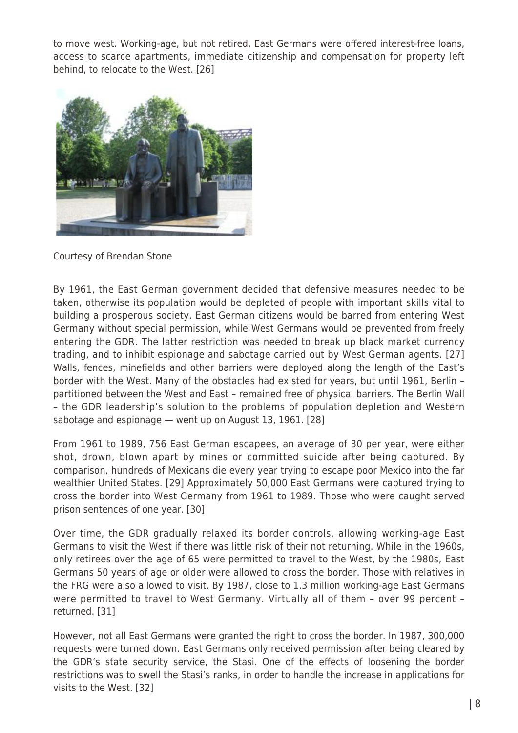to move west. Working-age, but not retired, East Germans were offered interest-free loans, access to scarce apartments, immediate citizenship and compensation for property left behind, to relocate to the West. [26]

Courtesy of Brendan Stone

By 1961, the East German government decided that defensive measures needed to be taken, otherwise its population would be depleted of people with important skills vital to building a prosperous society. East German citizens would be barred from entering West Germany without special permission, while West Germans would be prevented from freely entering the GDR. The latter restriction was needed to break up black market currency trading, and to inhibit espionage and sabotage carried out by West German agents. [27] Walls, fences, minefields and other barriers were deployed along the length of the East's border with the West. Many of the obstacles had existed for years, but until 1961, Berlin – partitioned between the West and East – remained free of physical barriers. The Berlin Wall – the GDR leadership's solution to the problems of population depletion and Western sabotage and espionage — went up on August 13, 1961. [28]

From 1961 to 1989, 756 East German escapees, an average of 30 per year, were either shot, drown, blown apart by mines or committed suicide after being captured. By comparison, hundreds of Mexicans die every year trying to escape poor Mexico into the far wealthier United States. [29] Approximately 50,000 East Germans were captured trying to cross the border into West Germany from 1961 to 1989. Those who were caught served prison sentences of one year. [30]

Over time, the GDR gradually relaxed its border controls, allowing working-age East Germans to visit the West if there was little risk of their not returning. While in the 1960s, only retirees over the age of 65 were permitted to travel to the West, by the 1980s, East Germans 50 years of age or older were allowed to cross the border. Those with relatives in the FRG were also allowed to visit. By 1987, close to 1.3 million working-age East Germans were permitted to travel to West Germany. Virtually all of them – over 99 percent – returned. [31]

However, not all East Germans were granted the right to cross the border. In 1987, 300,000 requests were turned down. East Germans only received permission after being cleared by the GDR's state security service, the Stasi. One of the effects of loosening the border restrictions was to swell the Stasi's ranks, in order to handle the increase in applications for visits to the West. [32]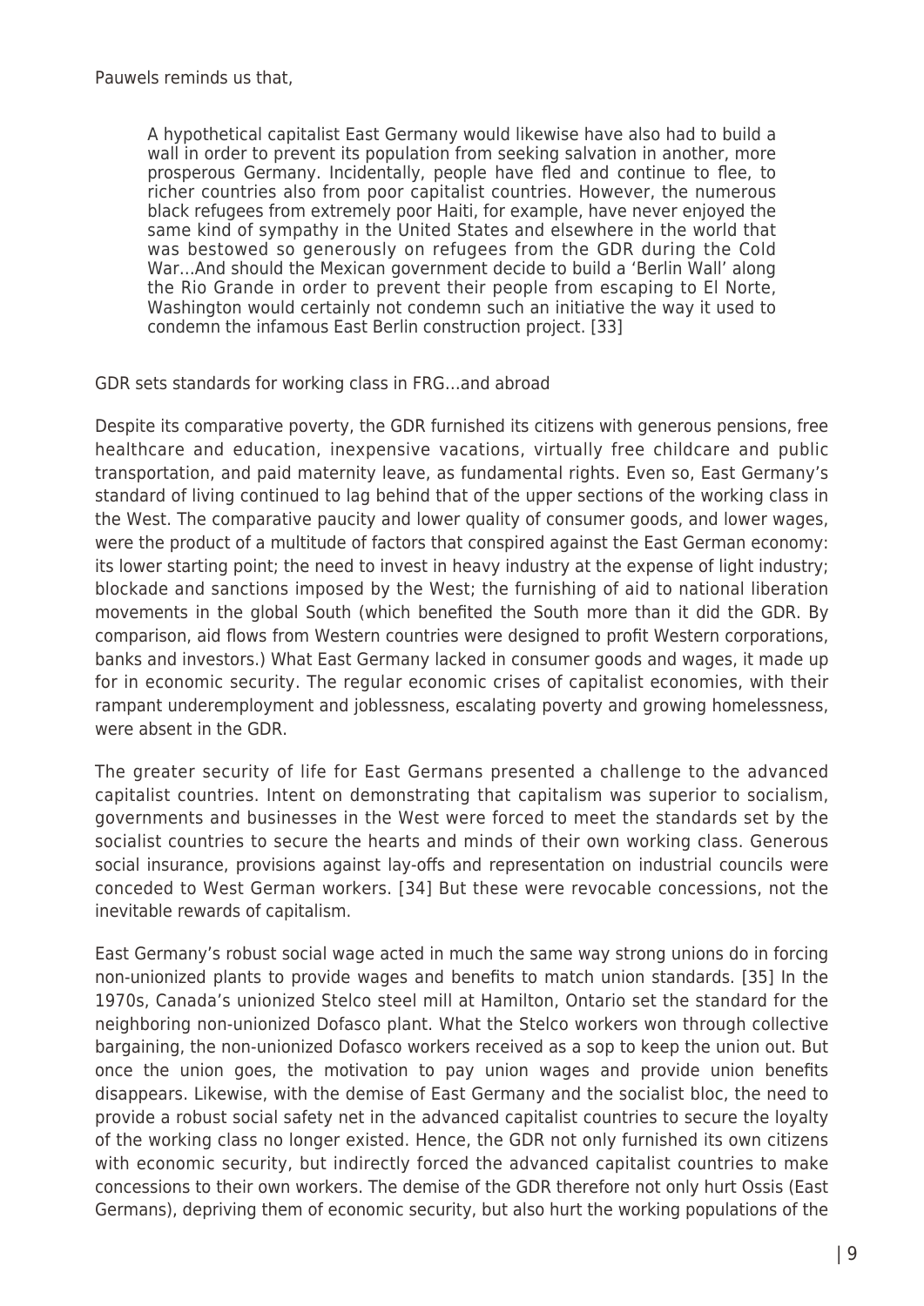Pauwels reminds us that,

> A hypothetical capitalist East Germany would likewise have also had to build a wall in order to prevent its population from seeking salvation in another, more prosperous Germany. Incidentally, people have fled and continue to flee, to richer countries also from poor capitalist countries. However, the numerous black refugees from extremely poor Haiti, for example, have never enjoyed the same kind of sympathy in the United States and elsewhere in the world that was bestowed so generously on refugees from the GDR during the Cold War…And should the Mexican government decide to build a 'Berlin Wall' along the Rio Grande in order to prevent their people from escaping to El Norte, Washington would certainly not condemn such an initiative the way it used to condemn the infamous East Berlin construction project. [33]

GDR sets standards for working class in FRG…and abroad

Despite its comparative poverty, the GDR furnished its citizens with generous pensions, free healthcare and education, inexpensive vacations, virtually free childcare and public transportation, and paid maternity leave, as fundamental rights. Even so, East Germany's standard of living continued to lag behind that of the upper sections of the working class in the West. The comparative paucity and lower quality of consumer goods, and lower wages, were the product of a multitude of factors that conspired against the East German economy: its lower starting point; the need to invest in heavy industry at the expense of light industry; blockade and sanctions imposed by the West; the furnishing of aid to national liberation movements in the global South (which benefited the South more than it did the GDR. By comparison, aid flows from Western countries were designed to profit Western corporations, banks and investors.) What East Germany lacked in consumer goods and wages, it made up for in economic security. The regular economic crises of capitalist economies, with their rampant underemployment and joblessness, escalating poverty and growing homelessness, were absent in the GDR.

The greater security of life for East Germans presented a challenge to the advanced capitalist countries. Intent on demonstrating that capitalism was superior to socialism, governments and businesses in the West were forced to meet the standards set by the socialist countries to secure the hearts and minds of their own working class. Generous social insurance, provisions against lay-offs and representation on industrial councils were conceded to West German workers. [34] But these were revocable concessions, not the inevitable rewards of capitalism.

East Germany's robust social wage acted in much the same way strong unions do in forcing non-unionized plants to provide wages and benefits to match union standards. [35] In the 1970s, Canada's unionized Stelco steel mill at Hamilton, Ontario set the standard for the neighboring non-unionized Dofasco plant. What the Stelco workers won through collective bargaining, the non-unionized Dofasco workers received as a sop to keep the union out. But once the union goes, the motivation to pay union wages and provide union benefits disappears. Likewise, with the demise of East Germany and the socialist bloc, the need to provide a robust social safety net in the advanced capitalist countries to secure the loyalty of the working class no longer existed. Hence, the GDR not only furnished its own citizens with economic security, but indirectly forced the advanced capitalist countries to make concessions to their own workers. The demise of the GDR therefore not only hurt Ossis (East Germans), depriving them of economic security, but also hurt the working populations of the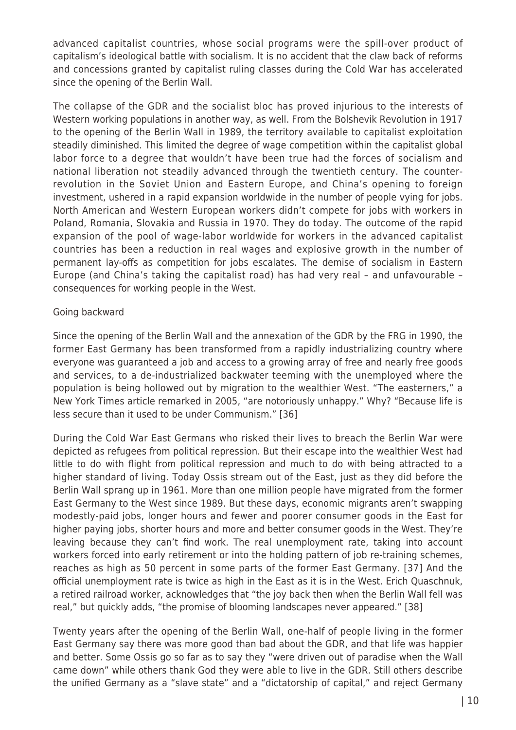advanced capitalist countries, whose social programs were the spill-over product of capitalism's ideological battle with socialism. It is no accident that the claw back of reforms and concessions granted by capitalist ruling classes during the Cold War has accelerated since the opening of the Berlin Wall.

The collapse of the GDR and the socialist bloc has proved injurious to the interests of Western working populations in another way, as well. From the Bolshevik Revolution in 1917 to the opening of the Berlin Wall in 1989, the territory available to capitalist exploitation steadily diminished. This limited the degree of wage competition within the capitalist global labor force to a degree that wouldn't have been true had the forces of socialism and national liberation not steadily advanced through the twentieth century. The counter-revolution in the Soviet Union and Eastern Europe, and China's opening to foreign investment, ushered in a rapid expansion worldwide in the number of people vying for jobs. North American and Western European workers didn't compete for jobs with workers in Poland, Romania, Slovakia and Russia in 1970. They do today. The outcome of the rapid expansion of the pool of wage-labor worldwide for workers in the advanced capitalist countries has been a reduction in real wages and explosive growth in the number of permanent lay-offs as competition for jobs escalates. The demise of socialism in Eastern Europe (and China's taking the capitalist road) has had very real – and unfavourable – consequences for working people in the West.

Going backward

Since the opening of the Berlin Wall and the annexation of the GDR by the FRG in 1990, the former East Germany has been transformed from a rapidly industrializing country where everyone was guaranteed a job and access to a growing array of free and nearly free goods and services, to a de-industrialized backwater teeming with the unemployed where the population is being hollowed out by migration to the wealthier West. "The easterners," a New York Times article remarked in 2005, "are notoriously unhappy." Why? "Because life is less secure than it used to be under Communism." [36]

During the Cold War East Germans who risked their lives to breach the Berlin War were depicted as refugees from political repression. But their escape into the wealthier West had little to do with flight from political repression and much to do with being attracted to a higher standard of living. Today Ossis stream out of the East, just as they did before the Berlin Wall sprang up in 1961. More than one million people have migrated from the former East Germany to the West since 1989. But these days, economic migrants aren't swapping modestly-paid jobs, longer hours and fewer and poorer consumer goods in the East for higher paying jobs, shorter hours and more and better consumer goods in the West. They're leaving because they can't find work. The real unemployment rate, taking into account workers forced into early retirement or into the holding pattern of job re-training schemes, reaches as high as 50 percent in some parts of the former East Germany. [37] And the official unemployment rate is twice as high in the East as it is in the West. Erich Quaschnuk, a retired railroad worker, acknowledges that "the joy back then when the Berlin Wall fell was real," but quickly adds, "the promise of blooming landscapes never appeared." [38]

Twenty years after the opening of the Berlin Wall, one-half of people living in the former East Germany say there was more good than bad about the GDR, and that life was happier and better. Some Ossis go so far as to say they "were driven out of paradise when the Wall came down" while others thank God they were able to live in the GDR. Still others describe the unified Germany as a "slave state" and a "dictatorship of capital," and reject Germany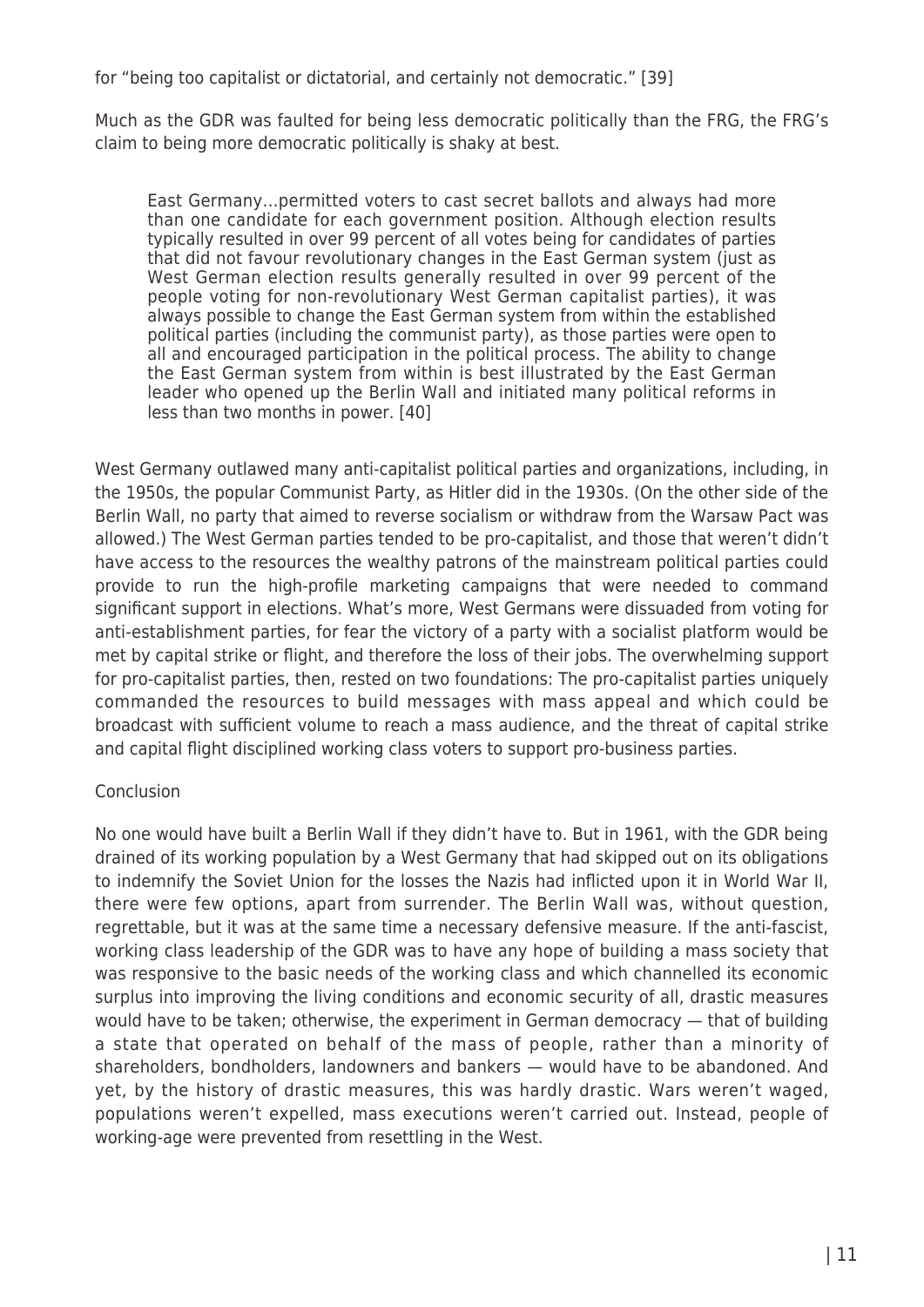for "being too capitalist or dictatorial, and certainly not democratic." [39]

Much as the GDR was faulted for being less democratic politically than the FRG, the FRG's claim to being more democratic politically is shaky at best.

> East Germany…permitted voters to cast secret ballots and always had more than one candidate for each government position. Although election results typically resulted in over 99 percent of all votes being for candidates of parties that did not favour revolutionary changes in the East German system (just as West German election results generally resulted in over 99 percent of the people voting for non-revolutionary West German capitalist parties), it was always possible to change the East German system from within the established political parties (including the communist party), as those parties were open to all and encouraged participation in the political process. The ability to change the East German system from within is best illustrated by the East German leader who opened up the Berlin Wall and initiated many political reforms in less than two months in power. [40]

West Germany outlawed many anti-capitalist political parties and organizations, including, in the 1950s, the popular Communist Party, as Hitler did in the 1930s. (On the other side of the Berlin Wall, no party that aimed to reverse socialism or withdraw from the Warsaw Pact was allowed.) The West German parties tended to be pro-capitalist, and those that weren't didn't have access to the resources the wealthy patrons of the mainstream political parties could provide to run the high-profile marketing campaigns that were needed to command significant support in elections. What's more, West Germans were dissuaded from voting for anti-establishment parties, for fear the victory of a party with a socialist platform would be met by capital strike or flight, and therefore the loss of their jobs. The overwhelming support for pro-capitalist parties, then, rested on two foundations: The pro-capitalist parties uniquely commanded the resources to build messages with mass appeal and which could be broadcast with sufficient volume to reach a mass audience, and the threat of capital strike and capital flight disciplined working class voters to support pro-business parties.

## Conclusion

No one would have built a Berlin Wall if they didn't have to. But in 1961, with the GDR being drained of its working population by a West Germany that had skipped out on its obligations to indemnify the Soviet Union for the losses the Nazis had inflicted upon it in World War II, there were few options, apart from surrender. The Berlin Wall was, without question, regrettable, but it was at the same time a necessary defensive measure. If the anti-fascist, working class leadership of the GDR was to have any hope of building a mass society that was responsive to the basic needs of the working class and which channelled its economic surplus into improving the living conditions and economic security of all, drastic measures would have to be taken; otherwise, the experiment in German democracy — that of building a state that operated on behalf of the mass of people, rather than a minority of shareholders, bondholders, landowners and bankers — would have to be abandoned. And yet, by the history of drastic measures, this was hardly drastic. Wars weren't waged, populations weren't expelled, mass executions weren't carried out. Instead, people of working-age were prevented from resettling in the West.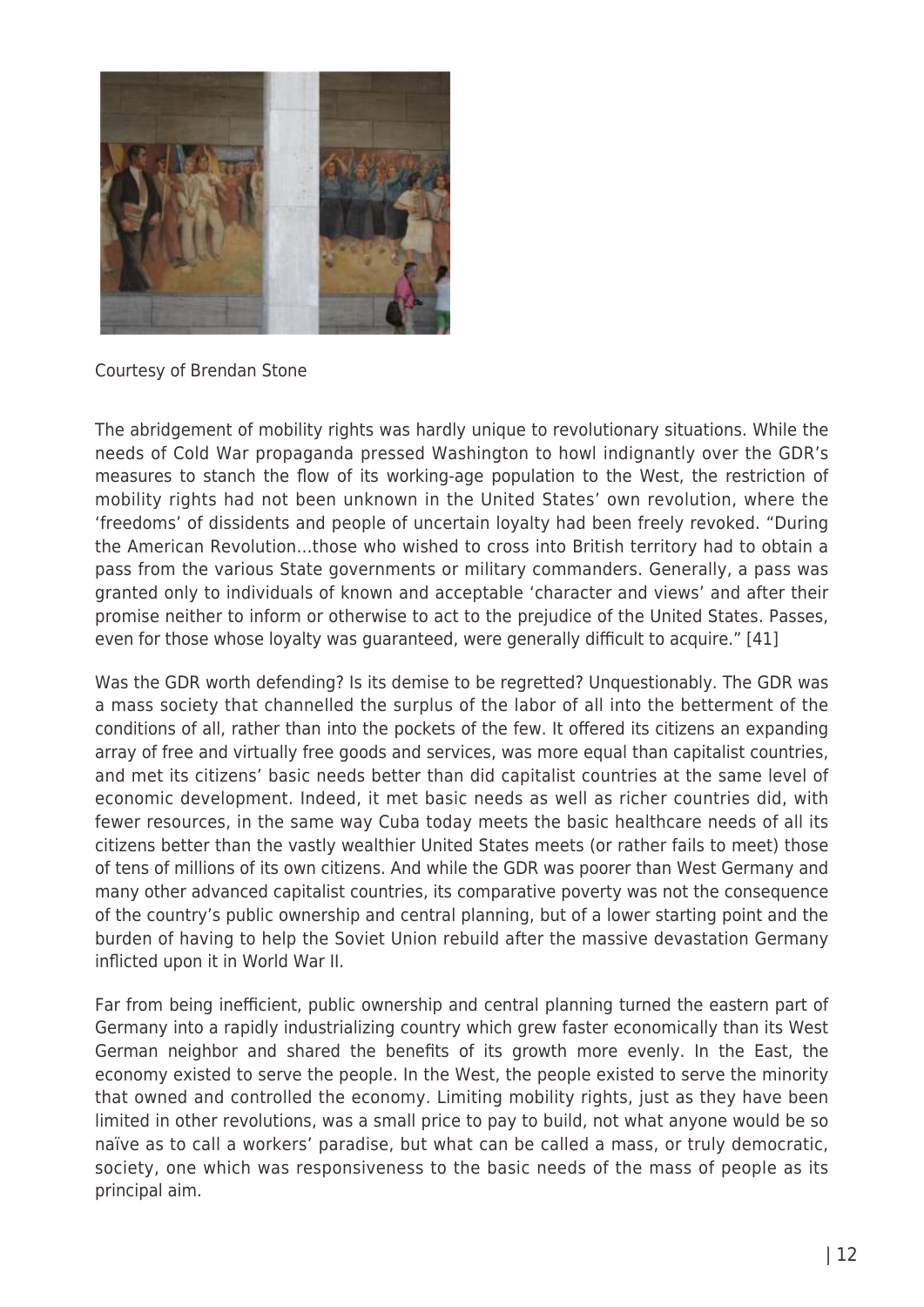Courtesy of Brendan Stone

The abridgement of mobility rights was hardly unique to revolutionary situations. While the needs of Cold War propaganda pressed Washington to howl indignantly over the GDR's measures to stanch the flow of its working-age population to the West, the restriction of mobility rights had not been unknown in the United States' own revolution, where the 'freedoms' of dissidents and people of uncertain loyalty had been freely revoked. "During the American Revolution…those who wished to cross into British territory had to obtain a pass from the various State governments or military commanders. Generally, a pass was granted only to individuals of known and acceptable 'character and views' and after their promise neither to inform or otherwise to act to the prejudice of the United States. Passes, even for those whose loyalty was guaranteed, were generally difficult to acquire." [41]

Was the GDR worth defending? Is its demise to be regretted? Unquestionably. The GDR was a mass society that channelled the surplus of the labor of all into the betterment of the conditions of all, rather than into the pockets of the few. It offered its citizens an expanding array of free and virtually free goods and services, was more equal than capitalist countries, and met its citizens' basic needs better than did capitalist countries at the same level of economic development. Indeed, it met basic needs as well as richer countries did, with fewer resources, in the same way Cuba today meets the basic healthcare needs of all its citizens better than the vastly wealthier United States meets (or rather fails to meet) those of tens of millions of its own citizens. And while the GDR was poorer than West Germany and many other advanced capitalist countries, its comparative poverty was not the consequence of the country's public ownership and central planning, but of a lower starting point and the burden of having to help the Soviet Union rebuild after the massive devastation Germany inflicted upon it in World War II.

Far from being inefficient, public ownership and central planning turned the eastern part of Germany into a rapidly industrializing country which grew faster economically than its West German neighbor and shared the benefits of its growth more evenly. In the East, the economy existed to serve the people. In the West, the people existed to serve the minority that owned and controlled the economy. Limiting mobility rights, just as they have been limited in other revolutions, was a small price to pay to build, not what anyone would be so naïve as to call a workers' paradise, but what can be called a mass, or truly democratic, society, one which was responsiveness to the basic needs of the mass of people as its principal aim.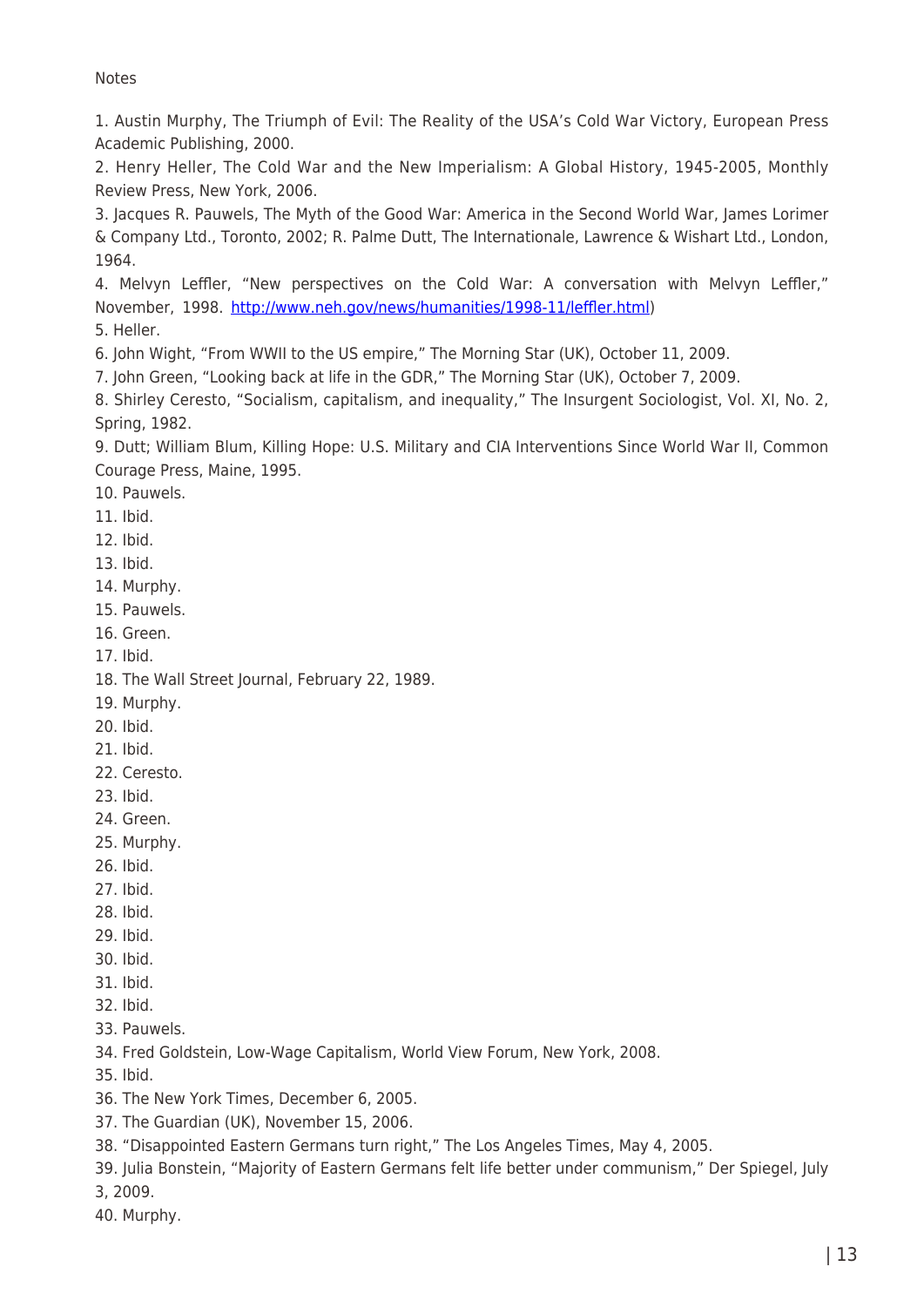Notes

1. Austin Murphy, The Triumph of Evil: The Reality of the USA's Cold War Victory, European Press Academic Publishing, 2000.
2. Henry Heller, The Cold War and the New Imperialism: A Global History, 1945-2005, Monthly Review Press, New York, 2006.
3. Jacques R. Pauwels, The Myth of the Good War: America in the Second World War, James Lorimer & Company Ltd., Toronto, 2002; R. Palme Dutt, The Internationale, Lawrence & Wishart Ltd., London, 1964.
4. Melvyn Leffler, "New perspectives on the Cold War: A conversation with Melvyn Leffler," November, 1998. [http://www.neh.gov/news/humanities/1998-11/leffler.html](http://www.neh.gov/news/humanities/1998-11/leffler.html))
5. Heller.
6. John Wight, "From WWII to the US empire," The Morning Star (UK), October 11, 2009.
7. John Green, "Looking back at life in the GDR," The Morning Star (UK), October 7, 2009.
8. Shirley Ceresto, "Socialism, capitalism, and inequality," The Insurgent Sociologist, Vol. XI, No. 2, Spring, 1982.
9. Dutt; William Blum, Killing Hope: U.S. Military and CIA Interventions Since World War II, Common Courage Press, Maine, 1995.
10. Pauwels.
11. Ibid.
12. Ibid.
13. Ibid.
14. Murphy.
15. Pauwels.
16. Green.
17. Ibid.
18. The Wall Street Journal, February 22, 1989.
19. Murphy.
20. Ibid.
21. Ibid.
22. Ceresto.
23. Ibid.
24. Green.
25. Murphy.
26. Ibid.
27. Ibid.
28. Ibid.
29. Ibid.
30. Ibid.
31. Ibid.
32. Ibid.
33. Pauwels.
34. Fred Goldstein, Low-Wage Capitalism, World View Forum, New York, 2008.
35. Ibid.
36. The New York Times, December 6, 2005.
37. The Guardian (UK), November 15, 2006.
38. "Disappointed Eastern Germans turn right," The Los Angeles Times, May 4, 2005.
39. Julia Bonstein, "Majority of Eastern Germans felt life better under communism," Der Spiegel, July 3, 2009.
40. Murphy.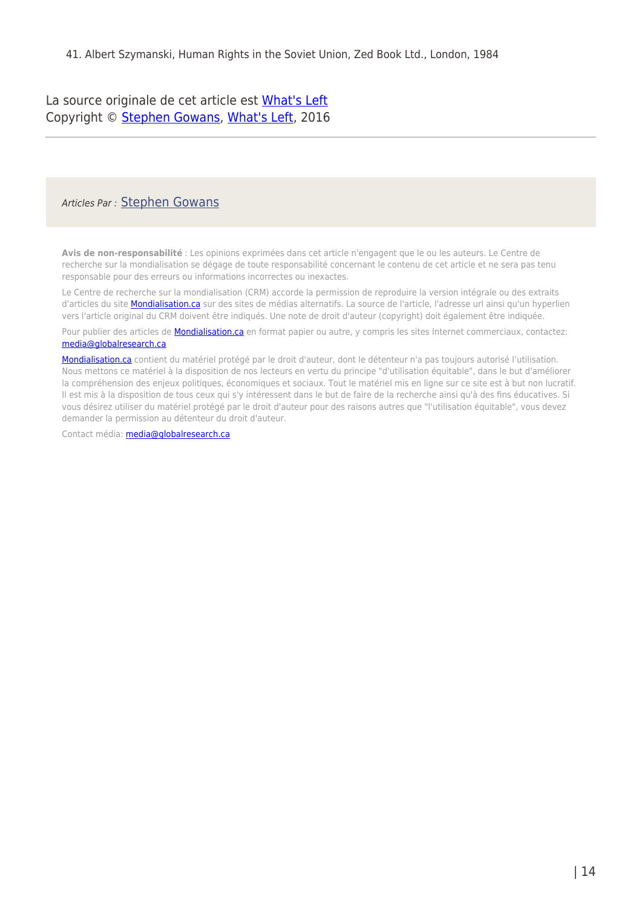41. Albert Szymanski, Human Rights in the Soviet Union, Zed Book Ltd., London, 1984

La source originale de cet article est What's Left
Copyright © Stephen Gowans, What's Left, 2016

---

*Articles Par :* Stephen Gowans

**Avis de non-responsabilité** : Les opinions exprimées dans cet article n'engagent que le ou les auteurs. Le Centre de recherche sur la mondialisation se dégage de toute responsabilité concernant le contenu de cet article et ne sera pas tenu responsable pour des erreurs ou informations incorrectes ou inexactes.

Le Centre de recherche sur la mondialisation (CRM) accorde la permission de reproduire la version intégrale ou des extraits d'articles du site Mondialisation.ca sur des sites de médias alternatifs. La source de l'article, l'adresse url ainsi qu'un hyperlien vers l'article original du CRM doivent être indiqués. Une note de droit d'auteur (copyright) doit également être indiquée.

Pour publier des articles de Mondialisation.ca en format papier ou autre, y compris les sites Internet commerciaux, contactez: media@globalresearch.ca

Mondialisation.ca contient du matériel protégé par le droit d'auteur, dont le détenteur n'a pas toujours autorisé l'utilisation. Nous mettons ce matériel à la disposition de nos lecteurs en vertu du principe "d'utilisation équitable", dans le but d'améliorer la compréhension des enjeux politiques, économiques et sociaux. Tout le matériel mis en ligne sur ce site est à but non lucratif. Il est mis à la disposition de tous ceux qui s'y intéressent dans le but de faire de la recherche ainsi qu'à des fins éducatives. Si vous désirez utiliser du matériel protégé par le droit d'auteur pour des raisons autres que "l'utilisation équitable", vous devez demander la permission au détenteur du droit d'auteur.

Contact média: media@globalresearch.ca